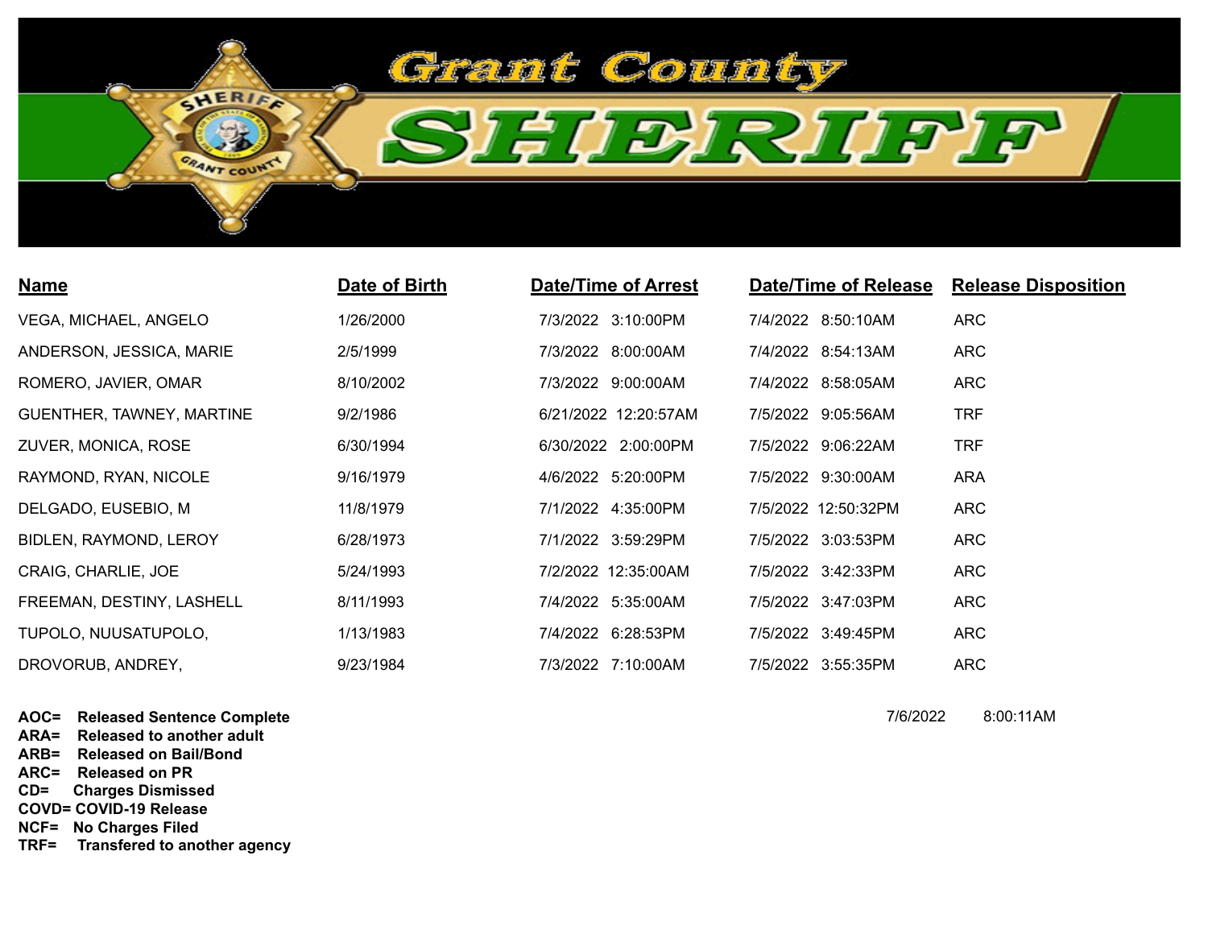# Grant County Sheriff

| Name | Date of Birth | Date/Time of Arrest | Date/Time of Release | Release Disposition |
|---|---|---|---|---|
| VEGA, MICHAEL, ANGELO | 1/26/2000 | 7/3/2022 3:10:00PM | 7/4/2022 8:50:10AM | ARC |
| ANDERSON, JESSICA, MARIE | 2/5/1999 | 7/3/2022 8:00:00AM | 7/4/2022 8:54:13AM | ARC |
| ROMERO, JAVIER, OMAR | 8/10/2002 | 7/3/2022 9:00:00AM | 7/4/2022 8:58:05AM | ARC |
| GUENTHER, TAWNEY, MARTINE | 9/2/1986 | 6/21/2022 12:20:57AM | 7/5/2022 9:05:56AM | TRF |
| ZUVER, MONICA, ROSE | 6/30/1994 | 6/30/2022 2:00:00PM | 7/5/2022 9:06:22AM | TRF |
| RAYMOND, RYAN, NICOLE | 9/16/1979 | 4/6/2022 5:20:00PM | 7/5/2022 9:30:00AM | ARA |
| DELGADO, EUSEBIO, M | 11/8/1979 | 7/1/2022 4:35:00PM | 7/5/2022 12:50:32PM | ARC |
| BIDLEN, RAYMOND, LEROY | 6/28/1973 | 7/1/2022 3:59:29PM | 7/5/2022 3:03:53PM | ARC |
| CRAIG, CHARLIE, JOE | 5/24/1993 | 7/2/2022 12:35:00AM | 7/5/2022 3:42:33PM | ARC |
| FREEMAN, DESTINY, LASHELL | 8/11/1993 | 7/4/2022 5:35:00AM | 7/5/2022 3:47:03PM | ARC |
| TUPOLO, NUUSATUPOLO, | 1/13/1983 | 7/4/2022 6:28:53PM | 7/5/2022 3:49:45PM | ARC |
| DROVORUB, ANDREY, | 9/23/1984 | 7/3/2022 7:10:00AM | 7/5/2022 3:55:35PM | ARC |

**AOC= Released Sentence Complete**
**ARA= Released to another adult**
**ARB= Released on Bail/Bond**
**ARC= Released on PR**
**CD= Charges Dismissed**
**COVD= COVID-19 Release**
**NCF= No Charges Filed**
**TRF= Transfered to another agency**

7/6/2022 8:00:11AM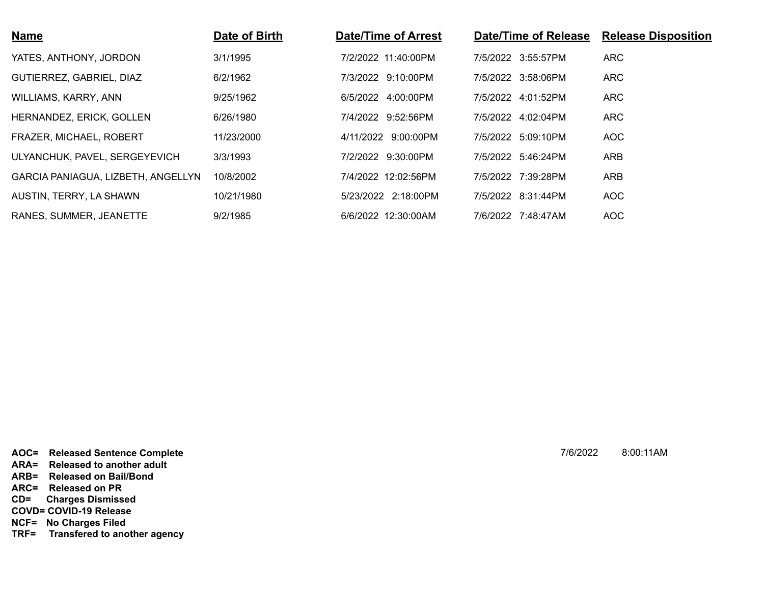| Name | Date of Birth | Date/Time of Arrest | Date/Time of Release | Release Disposition |
|---|---|---|---|---|
| YATES, ANTHONY, JORDON | 3/1/1995 | 7/2/2022 11:40:00PM | 7/5/2022 3:55:57PM | ARC |
| GUTIERREZ, GABRIEL, DIAZ | 6/2/1962 | 7/3/2022 9:10:00PM | 7/5/2022 3:58:06PM | ARC |
| WILLIAMS, KARRY, ANN | 9/25/1962 | 6/5/2022 4:00:00PM | 7/5/2022 4:01:52PM | ARC |
| HERNANDEZ, ERICK, GOLLEN | 6/26/1980 | 7/4/2022 9:52:56PM | 7/5/2022 4:02:04PM | ARC |
| FRAZER, MICHAEL, ROBERT | 11/23/2000 | 4/11/2022 9:00:00PM | 7/5/2022 5:09:10PM | AOC |
| ULYANCHUK, PAVEL, SERGEYEVICH | 3/3/1993 | 7/2/2022 9:30:00PM | 7/5/2022 5:46:24PM | ARB |
| GARCIA PANIAGUA, LIZBETH, ANGELLYN | 10/8/2002 | 7/4/2022 12:02:56PM | 7/5/2022 7:39:28PM | ARB |
| AUSTIN, TERRY, LA SHAWN | 10/21/1980 | 5/23/2022 2:18:00PM | 7/5/2022 8:31:44PM | AOC |
| RANES, SUMMER, JEANETTE | 9/2/1985 | 6/6/2022 12:30:00AM | 7/6/2022 7:48:47AM | AOC |

**AOC= Released Sentence Complete**
**ARA= Released to another adult**
**ARB= Released on Bail/Bond**
**ARC= Released on PR**
**CD= Charges Dismissed**
**COVD= COVID-19 Release**
**NCF= No Charges Filed**
**TRF= Transfered to another agency**

7/6/2022 8:00:11AM